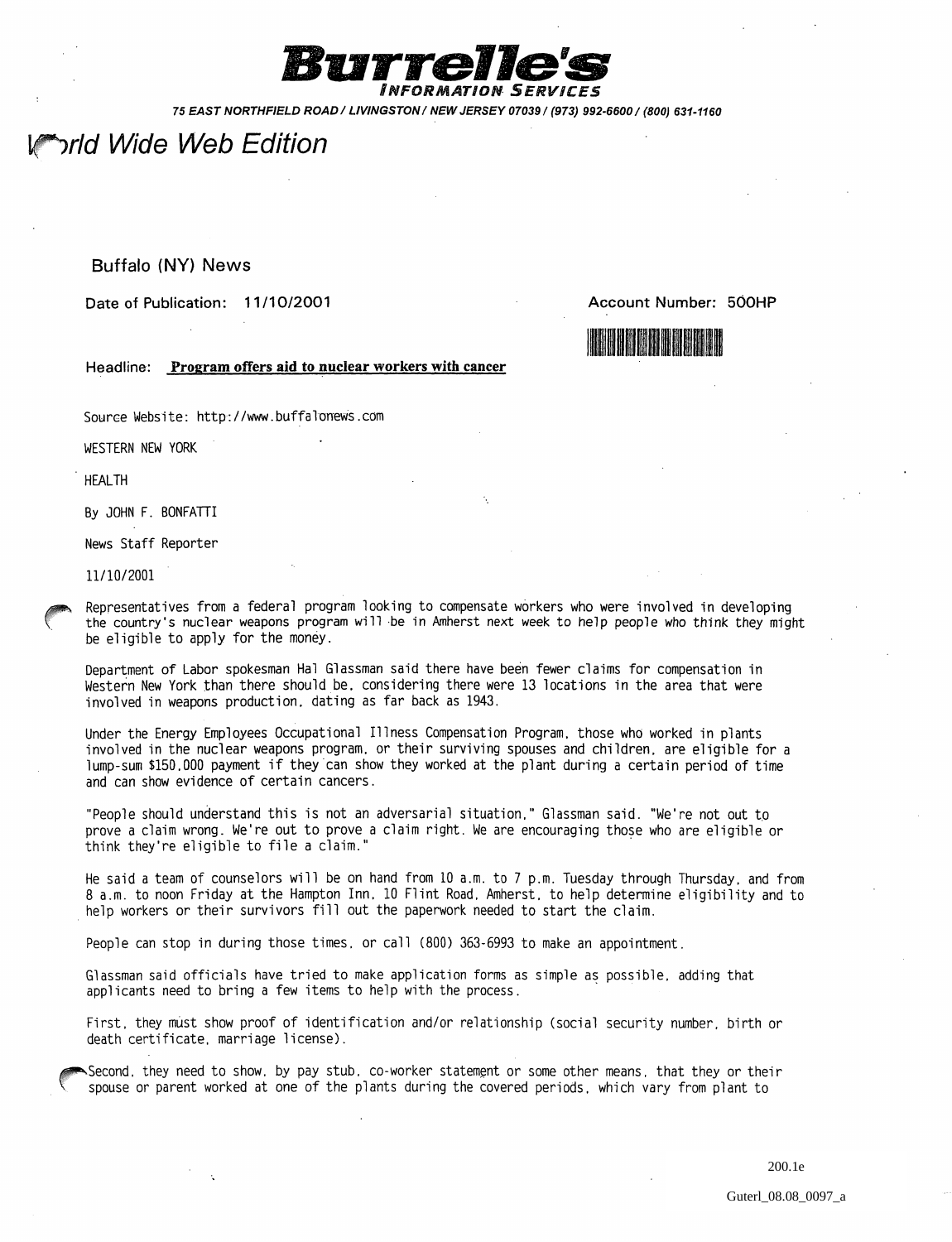# Burrelle's
INFORMATION SERVICES

*75 EAST NORTHFIELD ROAD / LIVINGSTON / NEW JERSEY 07039 / (973) 992-6600 / (800) 631-1160*

## World Wide Web Edition

Buffalo (NY) News

Date of Publication: 11/10/2001

Account Number: 500HP

Headline: **Program offers aid to nuclear workers with cancer**

Source Website: http://www.buffalonews.com

WESTERN NEW YORK

HEALTH

By JOHN F. BONFATTI

News Staff Reporter

11/10/2001

Representatives from a federal program looking to compensate workers who were involved in developing the country's nuclear weapons program will be in Amherst next week to help people who think they might be eligible to apply for the money.

Department of Labor spokesman Hal Glassman said there have been fewer claims for compensation in Western New York than there should be, considering there were 13 locations in the area that were involved in weapons production, dating as far back as 1943.

Under the Energy Employees Occupational Illness Compensation Program, those who worked in plants involved in the nuclear weapons program, or their surviving spouses and children, are eligible for a lump-sum $150,000 payment if they can show they worked at the plant during a certain period of time and can show evidence of certain cancers.

"People should understand this is not an adversarial situation," Glassman said. "We're not out to prove a claim wrong. We're out to prove a claim right. We are encouraging those who are eligible or think they're eligible to file a claim."

He said a team of counselors will be on hand from 10 a.m. to 7 p.m. Tuesday through Thursday, and from 8 a.m. to noon Friday at the Hampton Inn, 10 Flint Road, Amherst, to help determine eligibility and to help workers or their survivors fill out the paperwork needed to start the claim.

People can stop in during those times, or call (800) 363-6993 to make an appointment.

Glassman said officials have tried to make application forms as simple as possible, adding that applicants need to bring a few items to help with the process.

First, they must show proof of identification and/or relationship (social security number, birth or death certificate, marriage license).

Second, they need to show, by pay stub, co-worker statement or some other means, that they or their spouse or parent worked at one of the plants during the covered periods, which vary from plant to

200.1e

Guterl_08.08_0097_a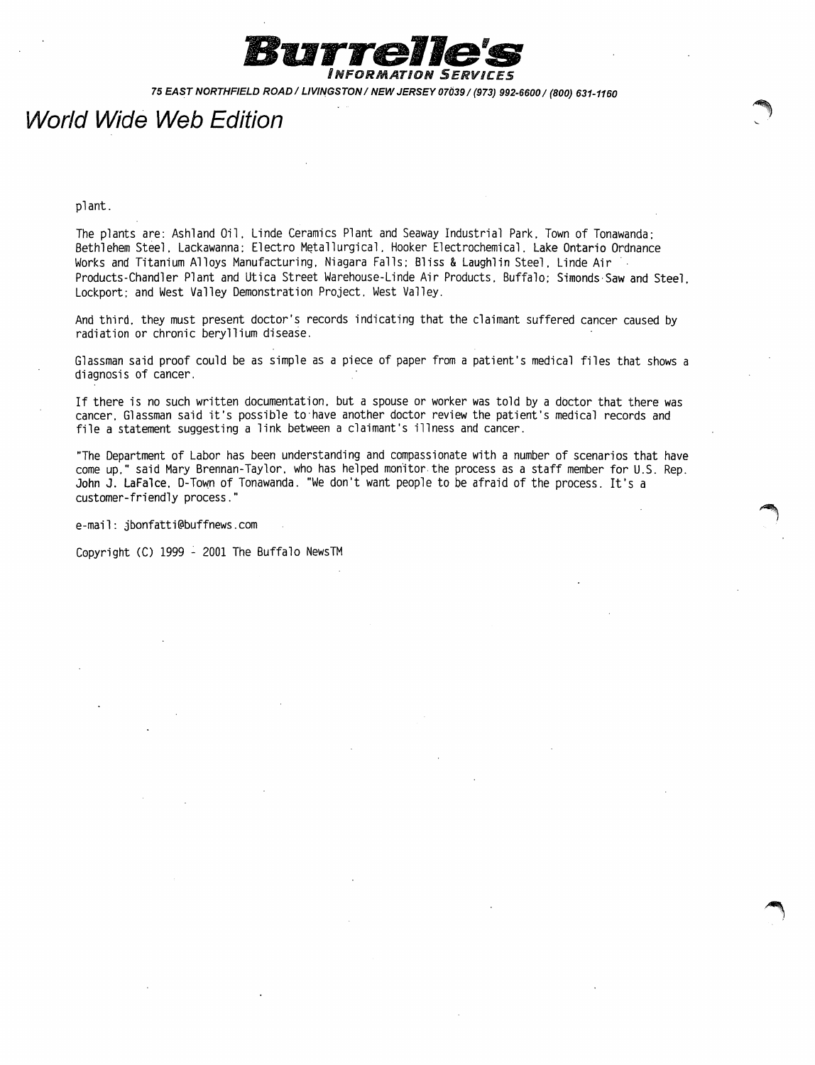plant.

The plants are: Ashland Oil, Linde Ceramics Plant and Seaway Industrial Park, Town of Tonawanda; Bethlehem Steel, Lackawanna; Electro Metallurgical, Hooker Electrochemical, Lake Ontario Ordnance Works and Titanium Alloys Manufacturing, Niagara Falls; Bliss & Laughlin Steel, Linde Air Products-Chandler Plant and Utica Street Warehouse-Linde Air Products, Buffalo; Simonds Saw and Steel, Lockport; and West Valley Demonstration Project, West Valley.

And third, they must present doctor's records indicating that the claimant suffered cancer caused by radiation or chronic beryllium disease.

Glassman said proof could be as simple as a piece of paper from a patient's medical files that shows a diagnosis of cancer.

If there is no such written documentation, but a spouse or worker was told by a doctor that there was cancer, Glassman said it's possible to have another doctor review the patient's medical records and file a statement suggesting a link between a claimant's illness and cancer.

"The Department of Labor has been understanding and compassionate with a number of scenarios that have come up," said Mary Brennan-Taylor, who has helped monitor the process as a staff member for U.S. Rep. John J. LaFalce, D-Town of Tonawanda. "We don't want people to be afraid of the process. It's a customer-friendly process."

e-mail: jbonfatti@buffnews.com

Copyright (C) 1999 - 2001 The Buffalo NewsTM